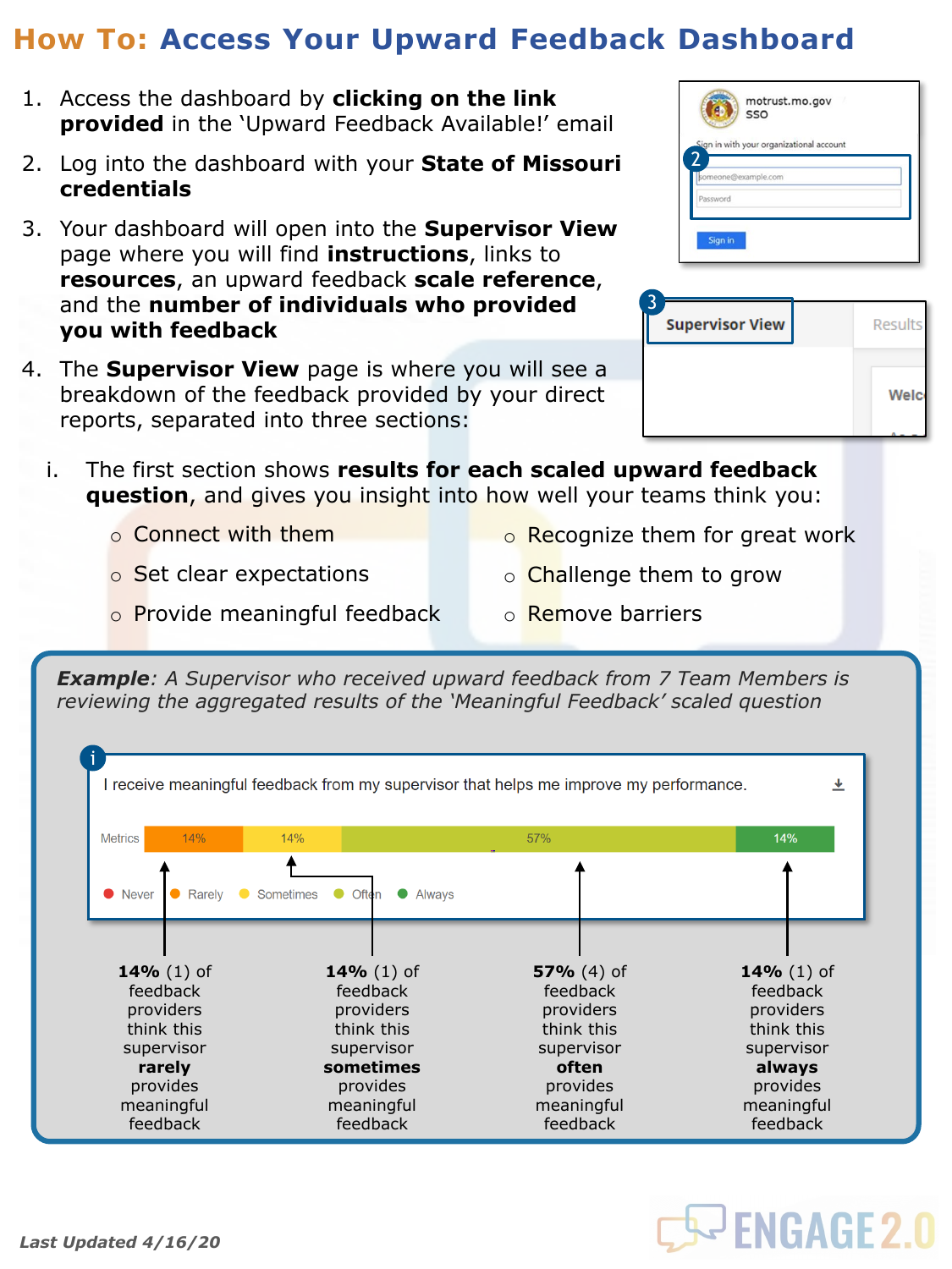# How To: Access Your Upward Feedback Dashboard

1. Access the dashboard by **clicking on the link provided** in the 'Upward Feedback Available!' email
2. Log into the dashboard with your **State of Missouri credentials**
3. Your dashboard will open into the **Supervisor View** page where you will find **instructions**, links to **resources**, an upward feedback **scale reference**, and the **number of individuals who provided you with feedback**
4. The **Supervisor View** page is where you will see a breakdown of the feedback provided by your direct reports, separated into three sections:

   i. The first section shows **results for each scaled upward feedback question**, and gives you insight into how well your teams think you:

   - Connect with them
   - Set clear expectations
   - Provide meaningful feedback
   - Recognize them for great work
   - Challenge them to grow
   - Remove barriers

***Example**: A Supervisor who received upward feedback from 7 Team Members is reviewing the aggregated results of the 'Meaningful Feedback' scaled question*

I receive meaningful feedback from my supervisor that helps me improve my performance.

| Metrics | Rarely | Sometimes | Often | Always |
|---|---|---|---|---|
| | 14% | 14% | 57% | 14% |

Legend: Never, Rarely, Sometimes, Often, Always

- **14%** (1) of feedback providers think this supervisor **rarely** provides meaningful feedback
- **14%** (1) of feedback providers think this supervisor **sometimes** provides meaningful feedback
- **57%** (4) of feedback providers think this supervisor **often** provides meaningful feedback
- **14%** (1) of feedback providers think this supervisor **always** provides meaningful feedback

***Last Updated 4/16/20***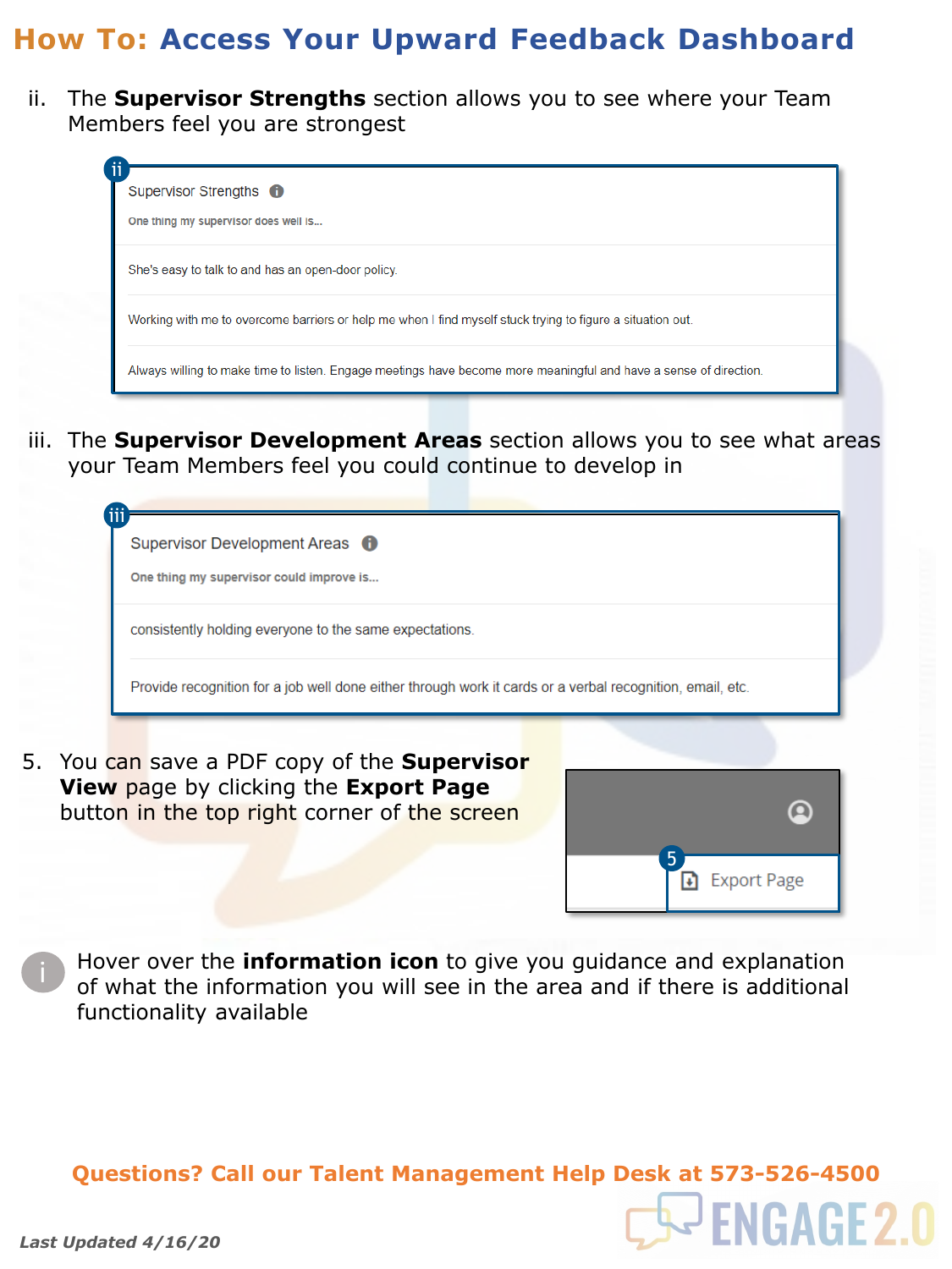# How To: Access Your Upward Feedback Dashboard

ii. The **Supervisor Strengths** section allows you to see where your Team Members feel you are strongest

ii

Supervisor Strengths

One thing my supervisor does well is...

She's easy to talk to and has an open-door policy.

Working with me to overcome barriers or help me when I find myself stuck trying to figure a situation out.

Always willing to make time to listen. Engage meetings have become more meaningful and have a sense of direction.

iii. The **Supervisor Development Areas** section allows you to see what areas your Team Members feel you could continue to develop in

iii

Supervisor Development Areas

One thing my supervisor could improve is...

consistently holding everyone to the same expectations.

Provide recognition for a job well done either through work it cards or a verbal recognition, email, etc.

5. You can save a PDF copy of the **Supervisor View** page by clicking the **Export Page** button in the top right corner of the screen

5 Export Page

Hover over the **information icon** to give you guidance and explanation of what the information you will see in the area and if there is additional functionality available

**Questions? Call our Talent Management Help Desk at 573-526-4500**

***Last Updated 4/16/20***

ENGAGE 2.0